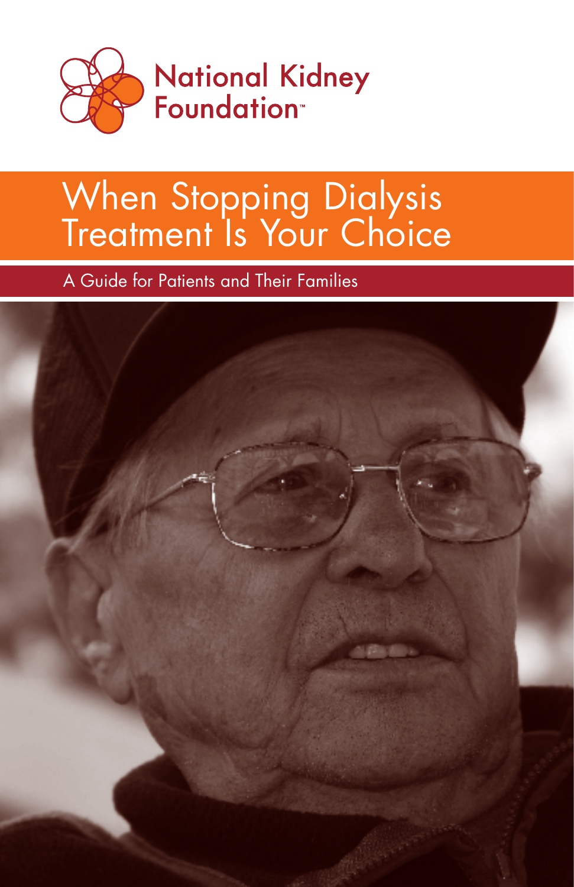National Kidney Foundation™

# When Stopping Dialysis Treatment Is Your Choice

## A Guide for Patients and Their Families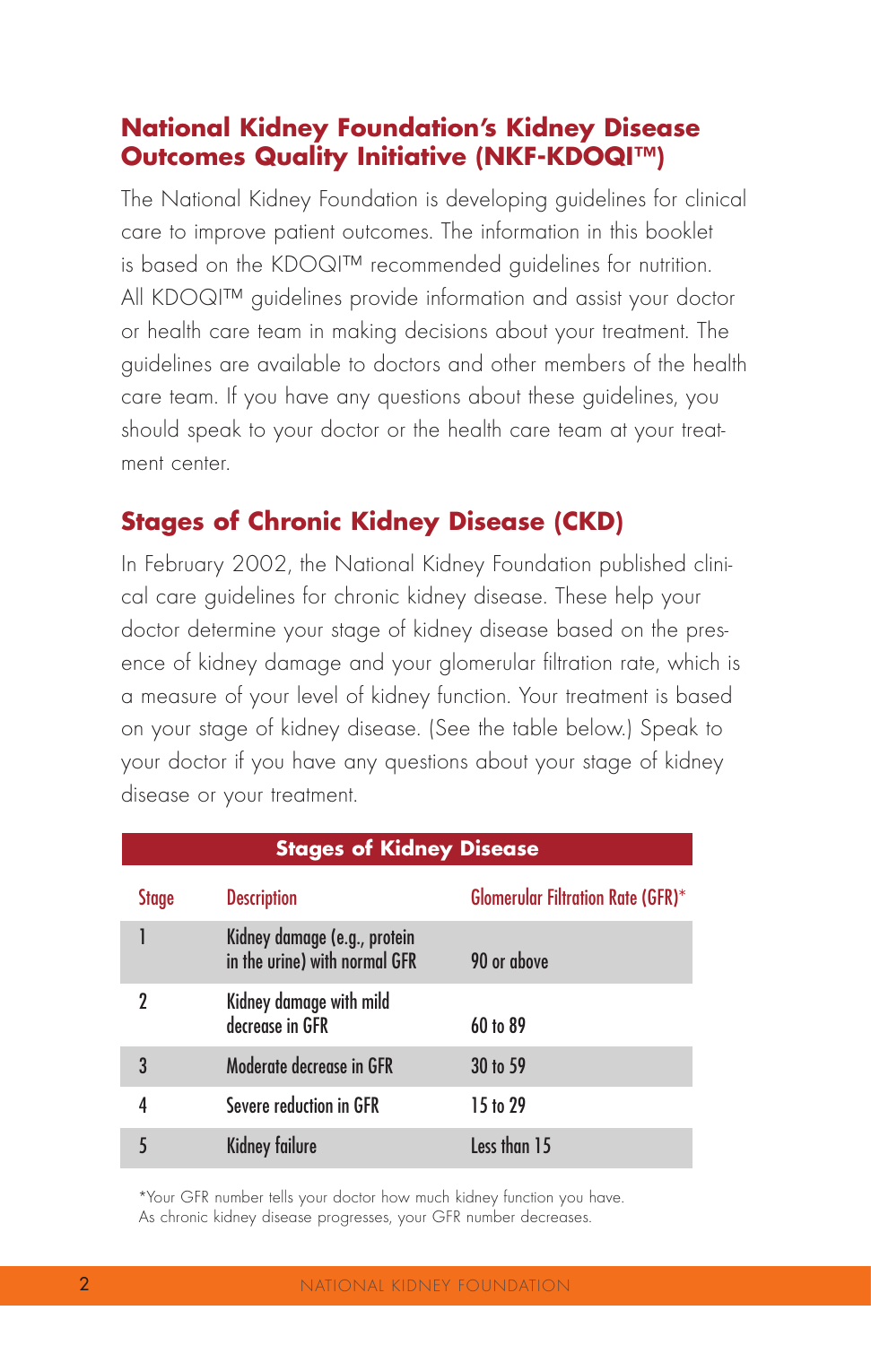## National Kidney Foundation's Kidney Disease Outcomes Quality Initiative (NKF-KDOQI™)

The National Kidney Foundation is developing guidelines for clinical care to improve patient outcomes. The information in this booklet is based on the KDOQI™ recommended guidelines for nutrition. All KDOQI™ guidelines provide information and assist your doctor or health care team in making decisions about your treatment. The guidelines are available to doctors and other members of the health care team. If you have any questions about these guidelines, you should speak to your doctor or the health care team at your treatment center.

## Stages of Chronic Kidney Disease (CKD)

In February 2002, the National Kidney Foundation published clinical care guidelines for chronic kidney disease. These help your doctor determine your stage of kidney disease based on the presence of kidney damage and your glomerular filtration rate, which is a measure of your level of kidney function. Your treatment is based on your stage of kidney disease. (See the table below.) Speak to your doctor if you have any questions about your stage of kidney disease or your treatment.

**Stages of Kidney Disease**

| Stage | Description | Glomerular Filtration Rate (GFR)* |
|---|---|---|
| 1 | Kidney damage (e.g., protein in the urine) with normal GFR | 90 or above |
| 2 | Kidney damage with mild decrease in GFR | 60 to 89 |
| 3 | Moderate decrease in GFR | 30 to 59 |
| 4 | Severe reduction in GFR | 15 to 29 |
| 5 | Kidney failure | Less than 15 |

*Your GFR number tells your doctor how much kidney function you have. As chronic kidney disease progresses, your GFR number decreases.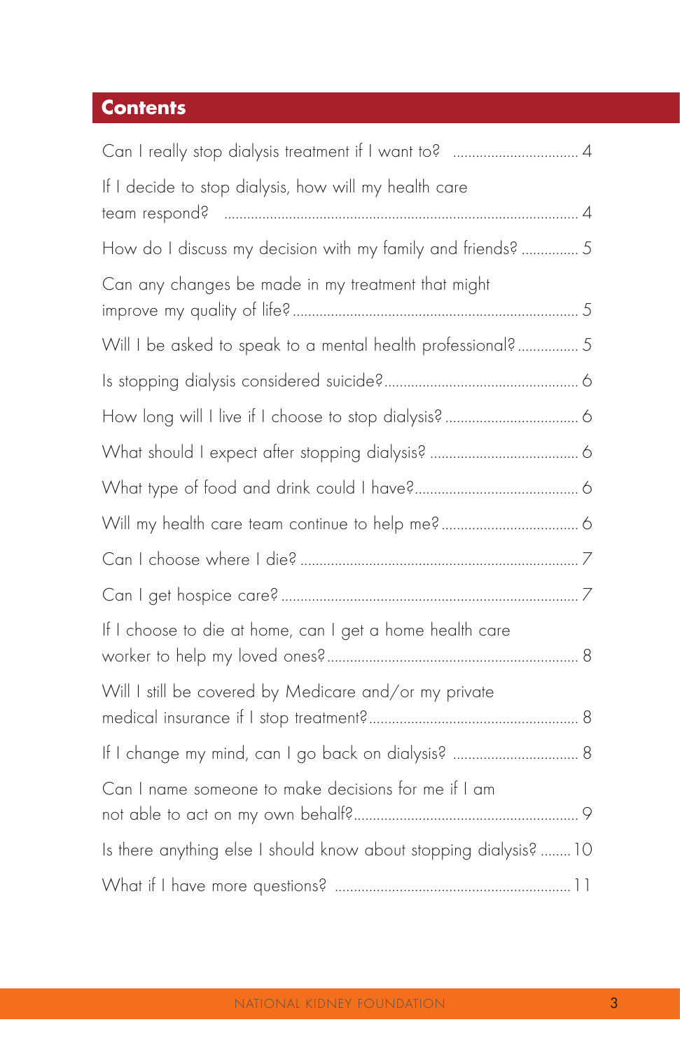## Contents

- Can I really stop dialysis treatment if I want to? ..... 4
- If I decide to stop dialysis, how will my health care team respond? ..... 4
- How do I discuss my decision with my family and friends? ..... 5
- Can any changes be made in my treatment that might improve my quality of life? ..... 5
- Will I be asked to speak to a mental health professional? ..... 5
- Is stopping dialysis considered suicide? ..... 6
- How long will I live if I choose to stop dialysis? ..... 6
- What should I expect after stopping dialysis? ..... 6
- What type of food and drink could I have? ..... 6
- Will my health care team continue to help me? ..... 6
- Can I choose where I die? ..... 7
- Can I get hospice care? ..... 7
- If I choose to die at home, can I get a home health care worker to help my loved ones? ..... 8
- Will I still be covered by Medicare and/or my private medical insurance if I stop treatment? ..... 8
- If I change my mind, can I go back on dialysis? ..... 8
- Can I name someone to make decisions for me if I am not able to act on my own behalf? ..... 9
- Is there anything else I should know about stopping dialysis? ..... 10
- What if I have more questions? ..... 11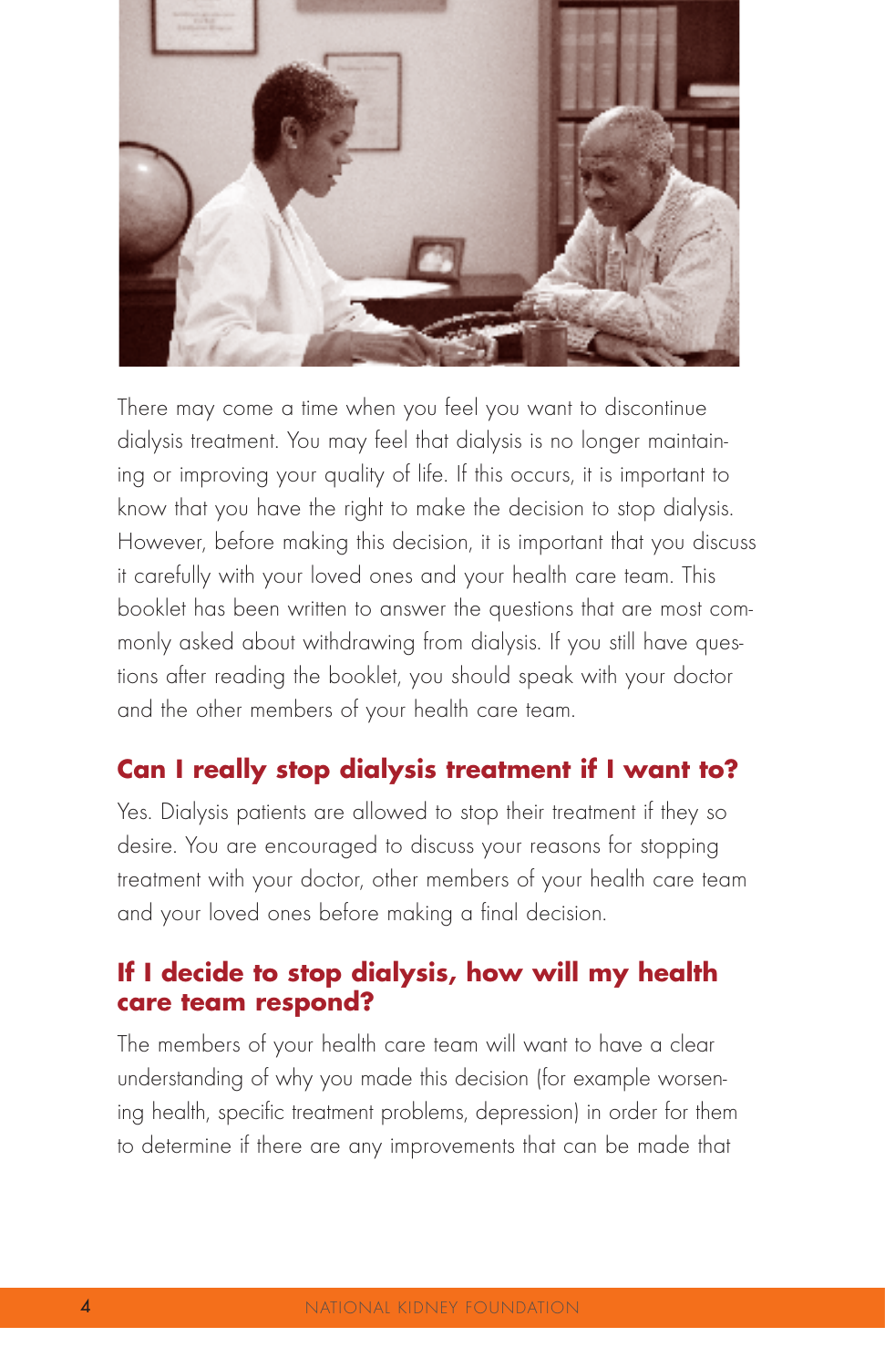There may come a time when you feel you want to discontinue dialysis treatment. You may feel that dialysis is no longer maintaining or improving your quality of life. If this occurs, it is important to know that you have the right to make the decision to stop dialysis. However, before making this decision, it is important that you discuss it carefully with your loved ones and your health care team. This booklet has been written to answer the questions that are most commonly asked about withdrawing from dialysis. If you still have questions after reading the booklet, you should speak with your doctor and the other members of your health care team.

## Can I really stop dialysis treatment if I want to?

Yes. Dialysis patients are allowed to stop their treatment if they so desire. You are encouraged to discuss your reasons for stopping treatment with your doctor, other members of your health care team and your loved ones before making a final decision.

## If I decide to stop dialysis, how will my health care team respond?

The members of your health care team will want to have a clear understanding of why you made this decision (for example worsening health, specific treatment problems, depression) in order for them to determine if there are any improvements that can be made that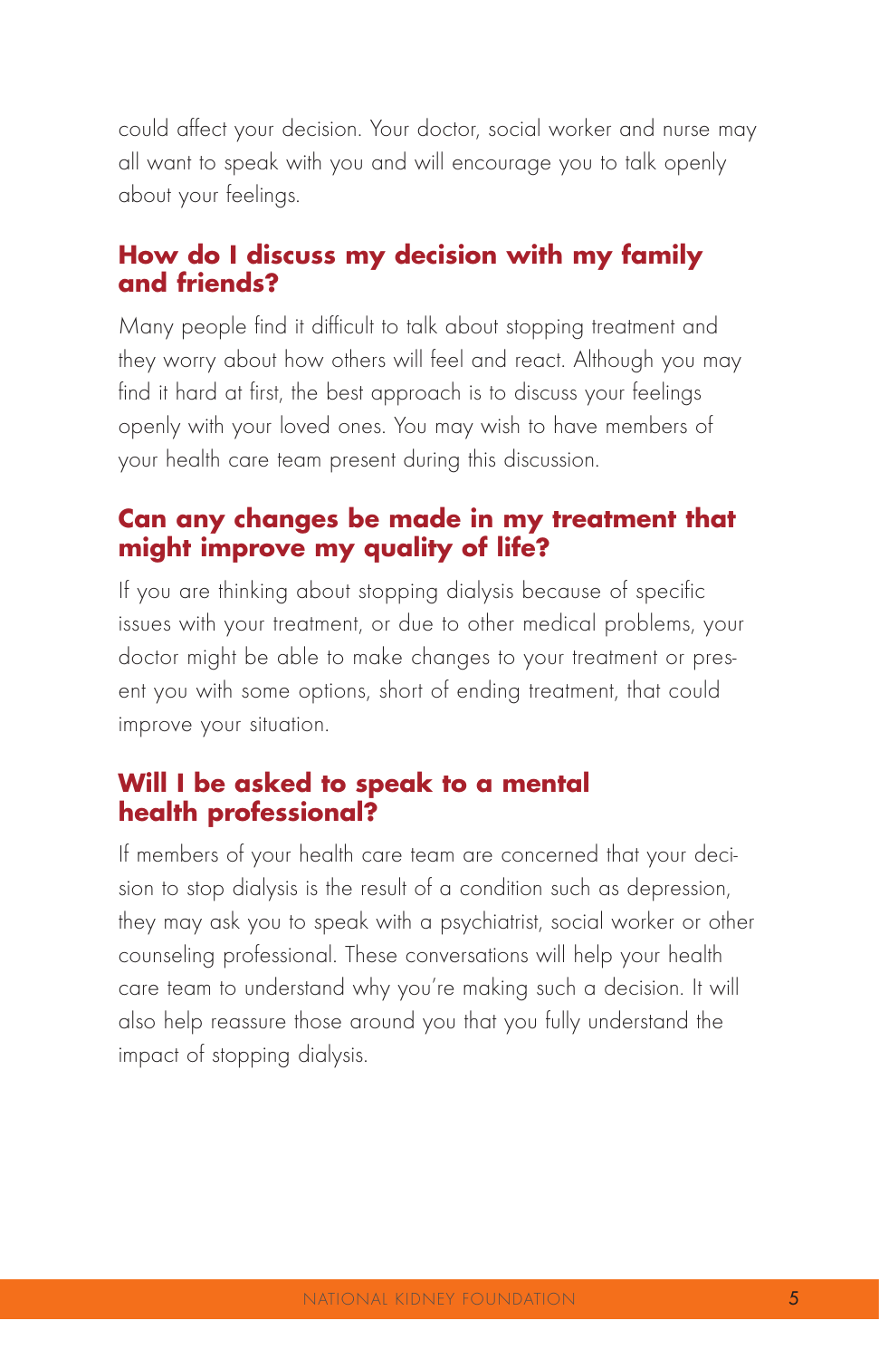could affect your decision. Your doctor, social worker and nurse may all want to speak with you and will encourage you to talk openly about your feelings.

## How do I discuss my decision with my family and friends?

Many people find it difficult to talk about stopping treatment and they worry about how others will feel and react. Although you may find it hard at first, the best approach is to discuss your feelings openly with your loved ones. You may wish to have members of your health care team present during this discussion.

## Can any changes be made in my treatment that might improve my quality of life?

If you are thinking about stopping dialysis because of specific issues with your treatment, or due to other medical problems, your doctor might be able to make changes to your treatment or present you with some options, short of ending treatment, that could improve your situation.

## Will I be asked to speak to a mental health professional?

If members of your health care team are concerned that your decision to stop dialysis is the result of a condition such as depression, they may ask you to speak with a psychiatrist, social worker or other counseling professional. These conversations will help your health care team to understand why you're making such a decision. It will also help reassure those around you that you fully understand the impact of stopping dialysis.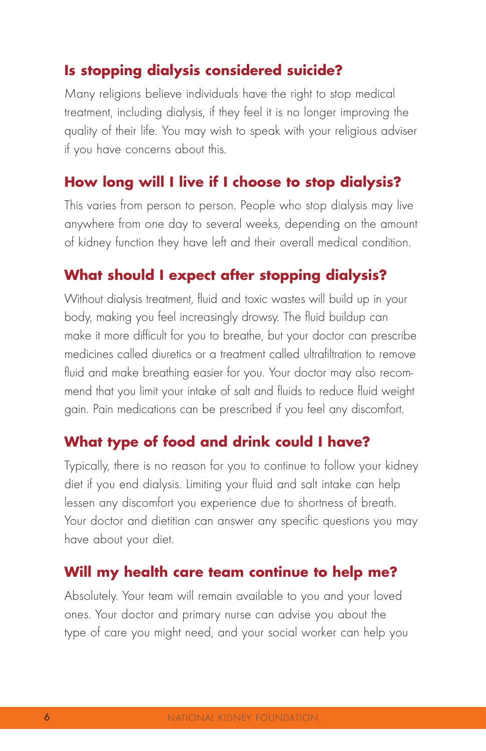## Is stopping dialysis considered suicide?

Many religions believe individuals have the right to stop medical treatment, including dialysis, if they feel it is no longer improving the quality of their life. You may wish to speak with your religious adviser if you have concerns about this.

## How long will I live if I choose to stop dialysis?

This varies from person to person. People who stop dialysis may live anywhere from one day to several weeks, depending on the amount of kidney function they have left and their overall medical condition.

## What should I expect after stopping dialysis?

Without dialysis treatment, fluid and toxic wastes will build up in your body, making you feel increasingly drowsy. The fluid buildup can make it more difficult for you to breathe, but your doctor can prescribe medicines called diuretics or a treatment called ultrafiltration to remove fluid and make breathing easier for you. Your doctor may also recommend that you limit your intake of salt and fluids to reduce fluid weight gain. Pain medications can be prescribed if you feel any discomfort.

## What type of food and drink could I have?

Typically, there is no reason for you to continue to follow your kidney diet if you end dialysis. Limiting your fluid and salt intake can help lessen any discomfort you experience due to shortness of breath. Your doctor and dietitian can answer any specific questions you may have about your diet.

## Will my health care team continue to help me?

Absolutely. Your team will remain available to you and your loved ones. Your doctor and primary nurse can advise you about the type of care you might need, and your social worker can help you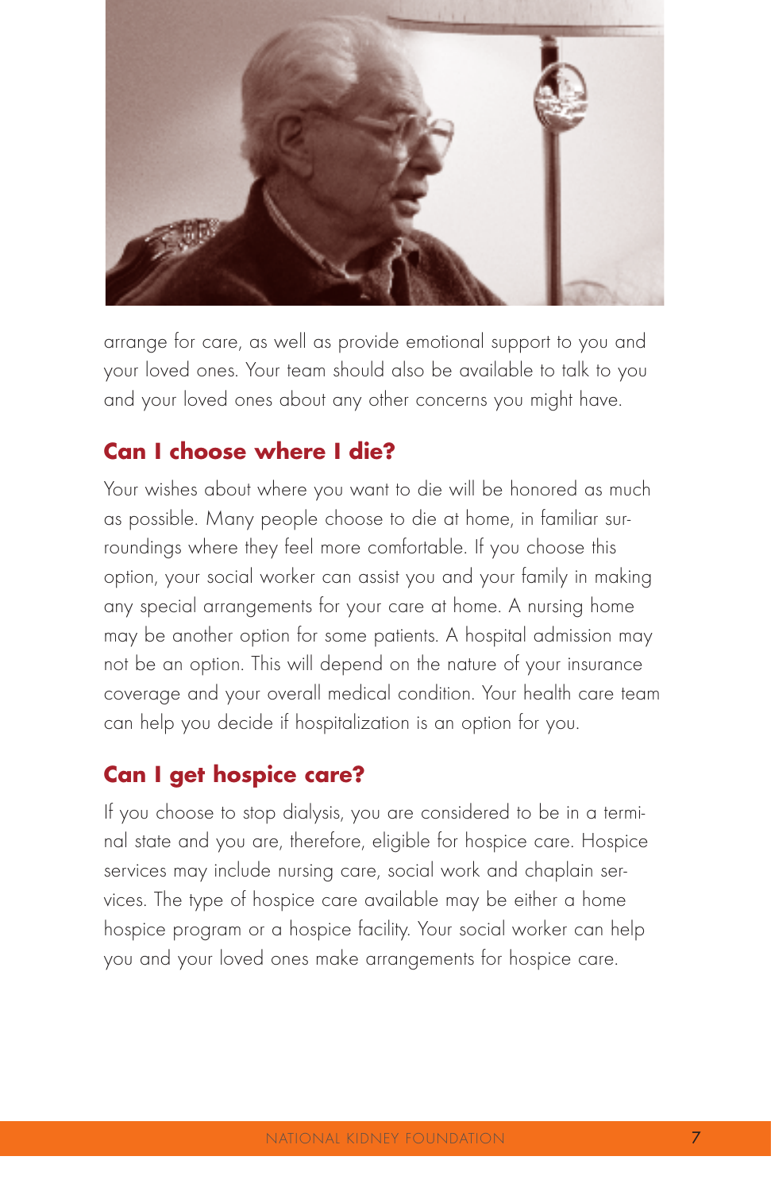arrange for care, as well as provide emotional support to you and your loved ones. Your team should also be available to talk to you and your loved ones about any other concerns you might have.

## Can I choose where I die?

Your wishes about where you want to die will be honored as much as possible. Many people choose to die at home, in familiar surroundings where they feel more comfortable. If you choose this option, your social worker can assist you and your family in making any special arrangements for your care at home. A nursing home may be another option for some patients. A hospital admission may not be an option. This will depend on the nature of your insurance coverage and your overall medical condition. Your health care team can help you decide if hospitalization is an option for you.

## Can I get hospice care?

If you choose to stop dialysis, you are considered to be in a terminal state and you are, therefore, eligible for hospice care. Hospice services may include nursing care, social work and chaplain services. The type of hospice care available may be either a home hospice program or a hospice facility. Your social worker can help you and your loved ones make arrangements for hospice care.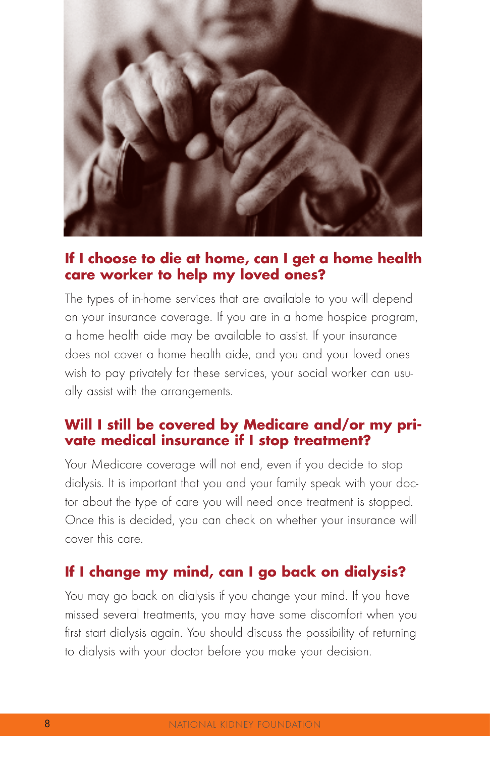## If I choose to die at home, can I get a home health care worker to help my loved ones?

The types of in-home services that are available to you will depend on your insurance coverage. If you are in a home hospice program, a home health aide may be available to assist. If your insurance does not cover a home health aide, and you and your loved ones wish to pay privately for these services, your social worker can usually assist with the arrangements.

## Will I still be covered by Medicare and/or my private medical insurance if I stop treatment?

Your Medicare coverage will not end, even if you decide to stop dialysis. It is important that you and your family speak with your doctor about the type of care you will need once treatment is stopped. Once this is decided, you can check on whether your insurance will cover this care.

## If I change my mind, can I go back on dialysis?

You may go back on dialysis if you change your mind. If you have missed several treatments, you may have some discomfort when you first start dialysis again. You should discuss the possibility of returning to dialysis with your doctor before you make your decision.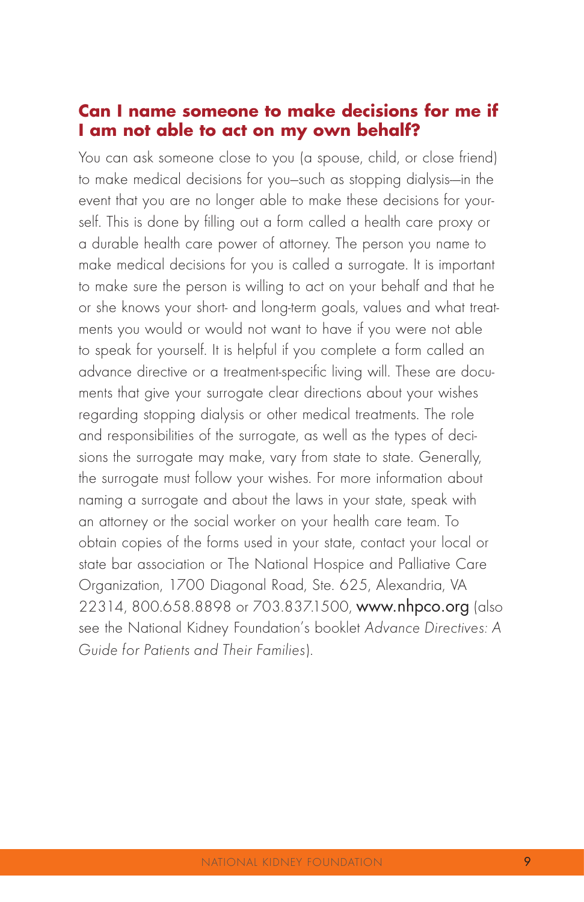## Can I name someone to make decisions for me if I am not able to act on my own behalf?

You can ask someone close to you (a spouse, child, or close friend) to make medical decisions for you—such as stopping dialysis—in the event that you are no longer able to make these decisions for yourself. This is done by filling out a form called a health care proxy or a durable health care power of attorney. The person you name to make medical decisions for you is called a surrogate. It is important to make sure the person is willing to act on your behalf and that he or she knows your short- and long-term goals, values and what treatments you would or would not want to have if you were not able to speak for yourself. It is helpful if you complete a form called an advance directive or a treatment-specific living will. These are documents that give your surrogate clear directions about your wishes regarding stopping dialysis or other medical treatments. The role and responsibilities of the surrogate, as well as the types of decisions the surrogate may make, vary from state to state. Generally, the surrogate must follow your wishes. For more information about naming a surrogate and about the laws in your state, speak with an attorney or the social worker on your health care team. To obtain copies of the forms used in your state, contact your local or state bar association or The National Hospice and Palliative Care Organization, 1700 Diagonal Road, Ste. 625, Alexandria, VA 22314, 800.658.8898 or 703.837.1500, www.nhpco.org (also see the National Kidney Foundation's booklet *Advance Directives: A Guide for Patients and Their Families*).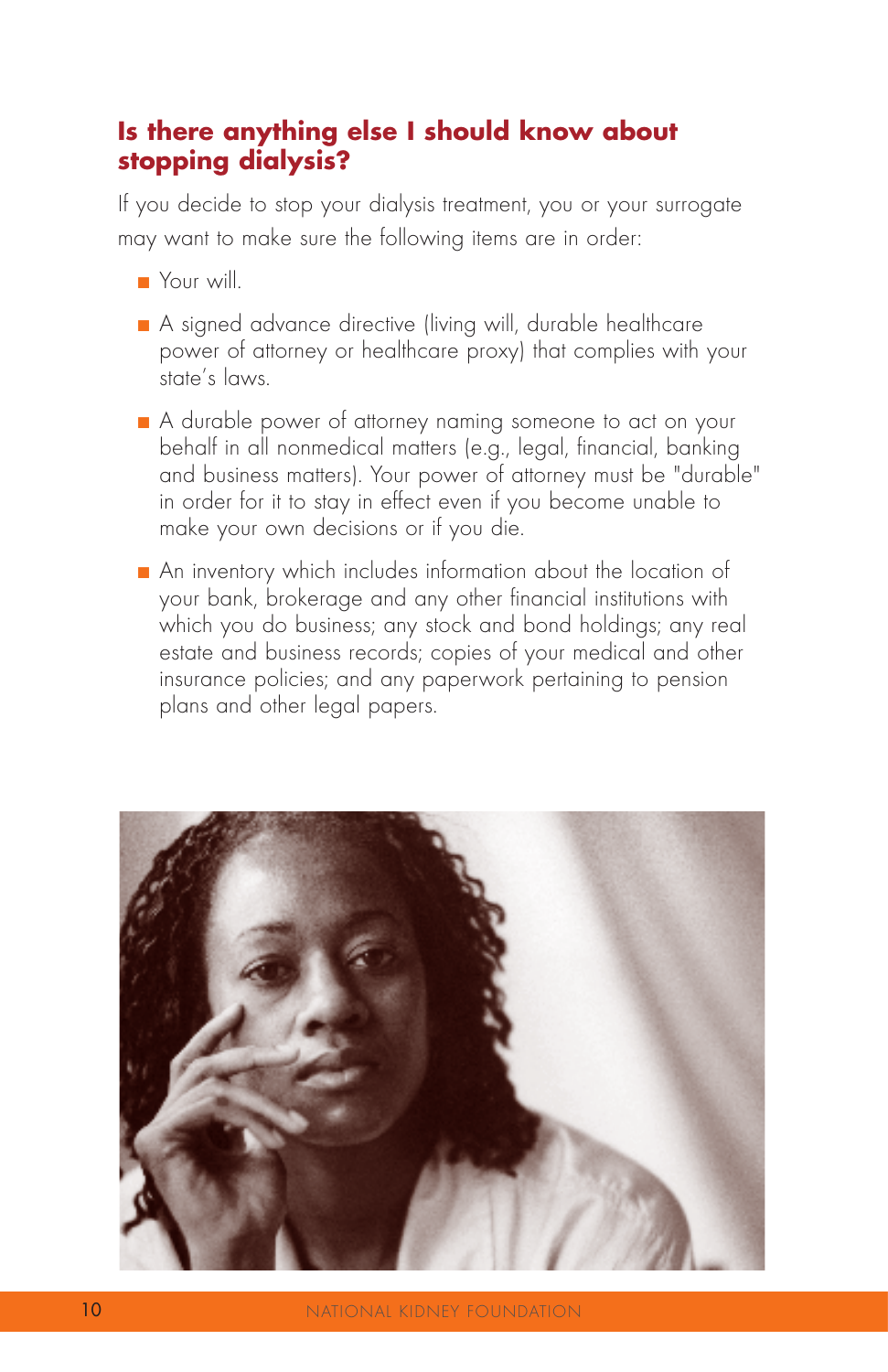## Is there anything else I should know about stopping dialysis?

If you decide to stop your dialysis treatment, you or your surrogate may want to make sure the following items are in order:

- Your will.
- A signed advance directive (living will, durable healthcare power of attorney or healthcare proxy) that complies with your state's laws.
- A durable power of attorney naming someone to act on your behalf in all nonmedical matters (e.g., legal, financial, banking and business matters). Your power of attorney must be "durable" in order for it to stay in effect even if you become unable to make your own decisions or if you die.
- An inventory which includes information about the location of your bank, brokerage and any other financial institutions with which you do business; any stock and bond holdings; any real estate and business records; copies of your medical and other insurance policies; and any paperwork pertaining to pension plans and other legal papers.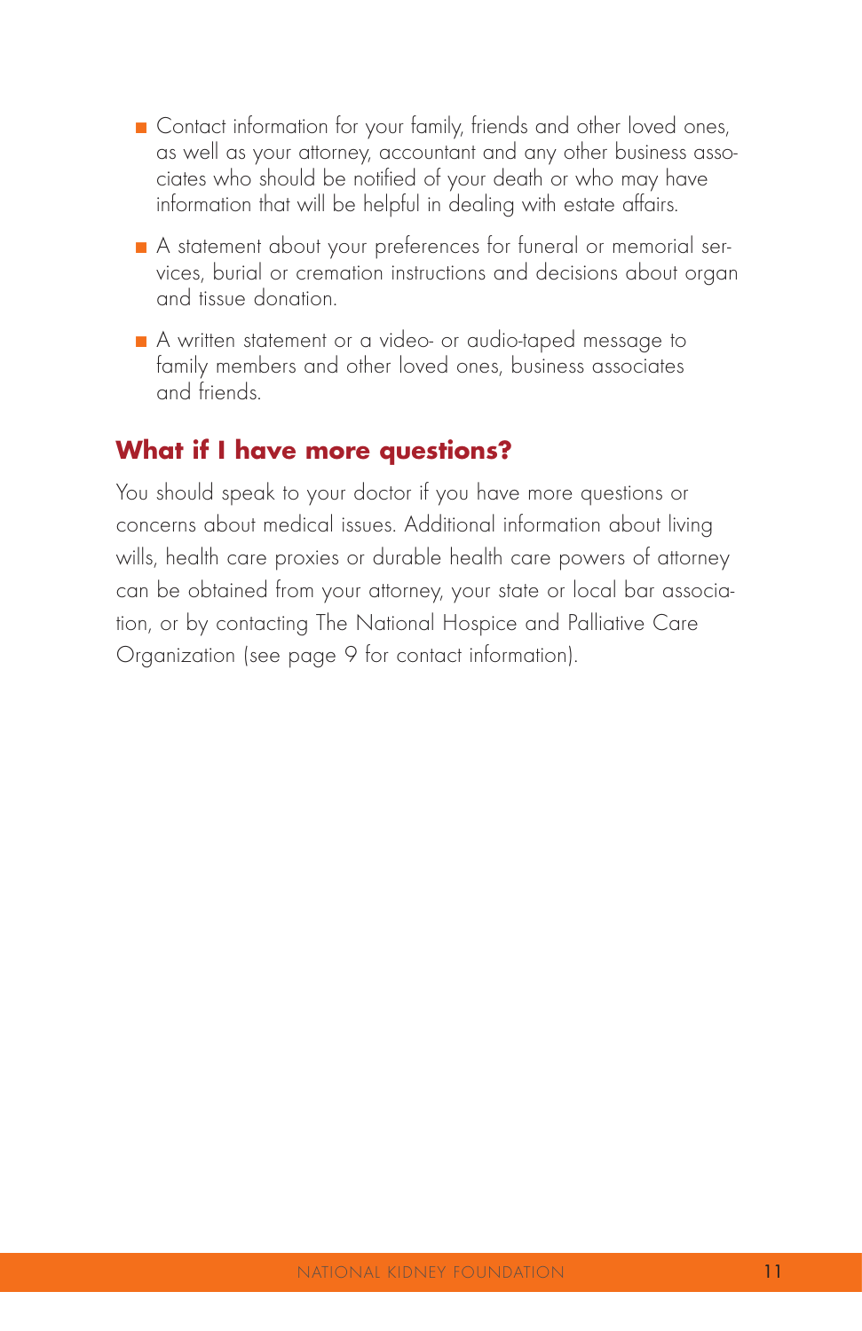- Contact information for your family, friends and other loved ones, as well as your attorney, accountant and any other business associates who should be notified of your death or who may have information that will be helpful in dealing with estate affairs.
- A statement about your preferences for funeral or memorial services, burial or cremation instructions and decisions about organ and tissue donation.
- A written statement or a video- or audio-taped message to family members and other loved ones, business associates and friends.

## What if I have more questions?

You should speak to your doctor if you have more questions or concerns about medical issues. Additional information about living wills, health care proxies or durable health care powers of attorney can be obtained from your attorney, your state or local bar association, or by contacting The National Hospice and Palliative Care Organization (see page 9 for contact information).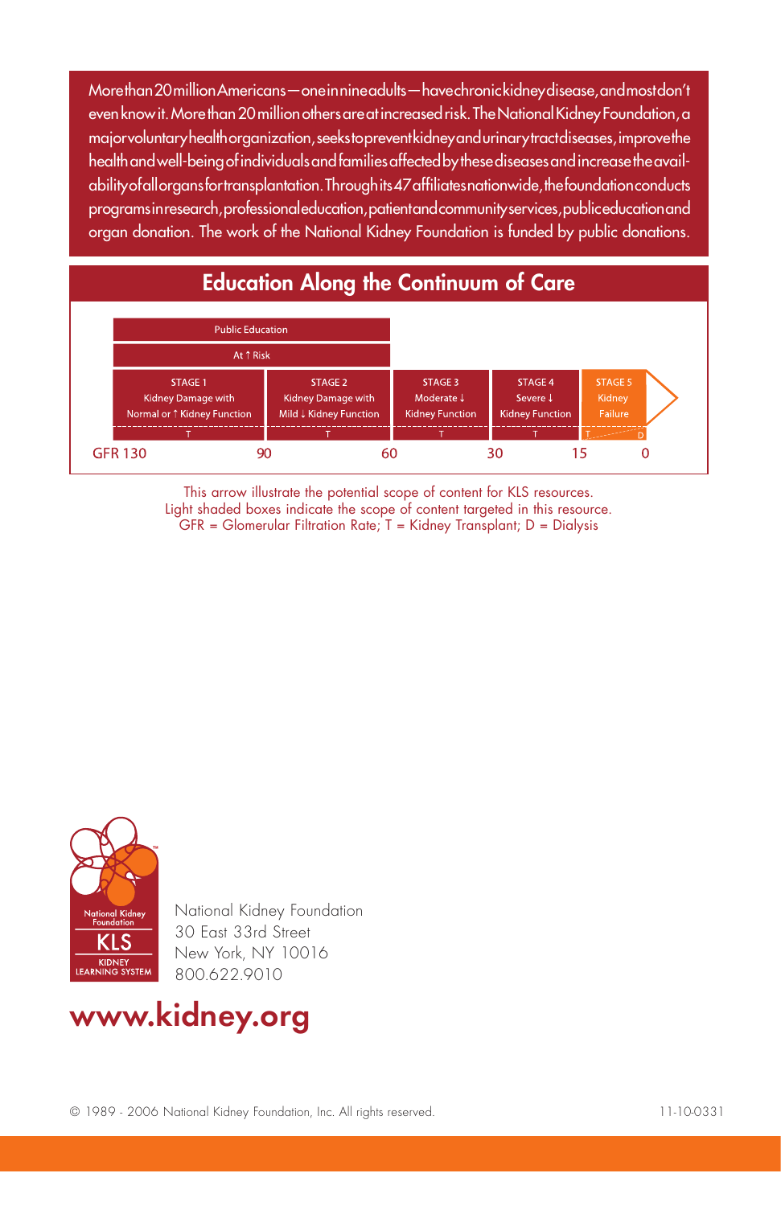More than 20 million Americans—one in nine adults—have chronic kidney disease, and most don't even know it. More than 20 million others are at increased risk. The National Kidney Foundation, a major voluntary health organization, seeks to prevent kidney and urinary tract diseases, improve the health and well-being of individuals and families affected by these diseases and increase the availability of all organs for transplantation. Through its 47 affiliates nationwide, the foundation conducts programs in research, professional education, patient and community services, public education and organ donation. The work of the National Kidney Foundation is funded by public donations.

## Education Along the Continuum of Care

Public Education

At ↑ Risk

STAGE 1
Kidney Damage with
Normal or ↑ Kidney Function
T

STAGE 2
Kidney Damage with
Mild ↓ Kidney Function
T

STAGE 3
Moderate ↓
Kidney Function
T

STAGE 4
Severe ↓
Kidney Function
T

STAGE 5
Kidney
Failure
T D

GFR 130 90 60 30 15 0

This arrow illustrate the potential scope of content for KLS resources.
Light shaded boxes indicate the scope of content targeted in this resource.
GFR = Glomerular Filtration Rate; T = Kidney Transplant; D = Dialysis

National Kidney Foundation
KLS
KIDNEY LEARNING SYSTEM

National Kidney Foundation
30 East 33rd Street
New York, NY 10016
800.622.9010

**www.kidney.org**

© 1989 - 2006 National Kidney Foundation, Inc. All rights reserved.

11-10-0331